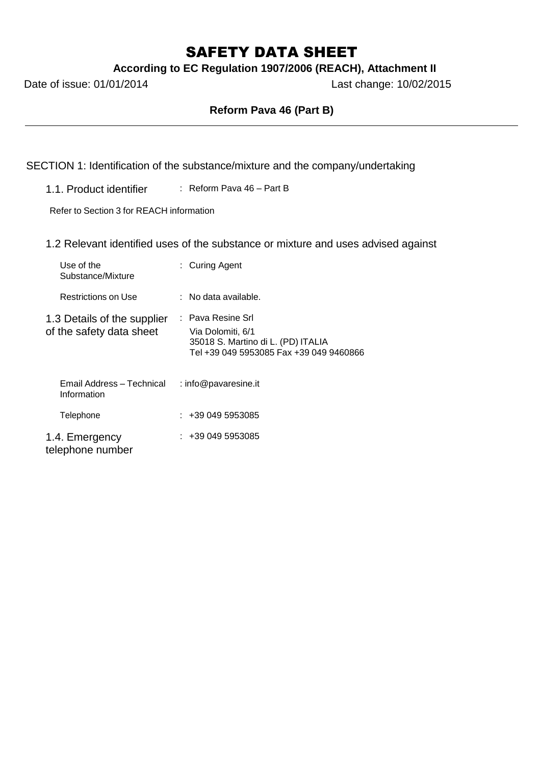# SAFETY DATA SHEET

**According to EC Regulation 1907/2006 (REACH), Attachment II**

Date of issue: 01/01/2014 Last change: 10/02/2015

**Reform Pava 46 (Part B)**

---

## SECTION 1: Identification of the substance/mixture and the company/undertaking

### 1.1. Product identifier

: Reform Pava 46 – Part B

Refer to Section 3 for REACH information

### 1.2 Relevant identified uses of the substance or mixture and uses advised against

| | |
|---|---|
| Use of the Substance/Mixture | : Curing Agent |
| Restrictions on Use | : No data available. |

### 1.3 Details of the supplier of the safety data sheet

: Pava Resine Srl
Via Dolomiti, 6/1
35018 S. Martino di L. (PD) ITALIA
Tel +39 049 5953085 Fax +39 049 9460866

| | |
|---|---|
| Email Address – Technical Information | : info@pavaresine.it |
| Telephone | : +39 049 5953085 |

### 1.4. Emergency telephone number

: +39 049 5953085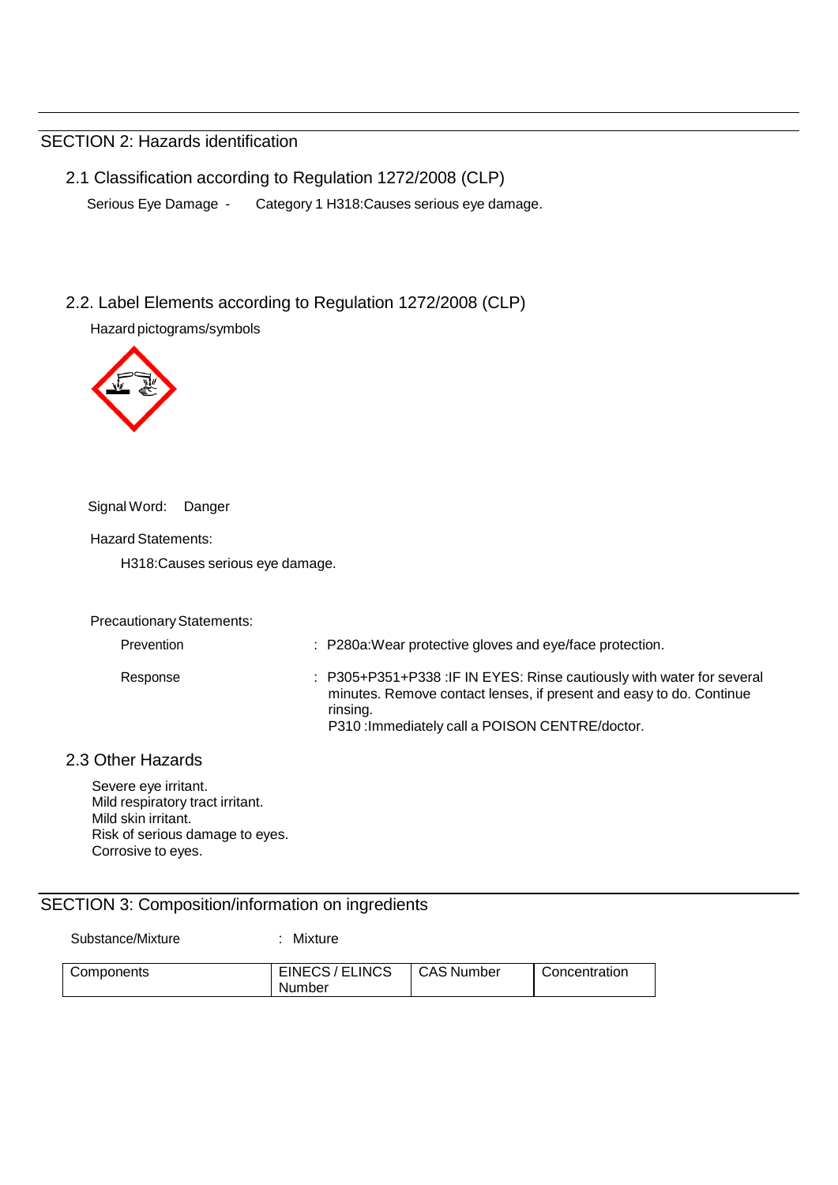## SECTION 2: Hazards identification

### 2.1 Classification according to Regulation 1272/2008 (CLP)

Serious Eye Damage - Category 1 H318:Causes serious eye damage.

### 2.2. Label Elements according to Regulation 1272/2008 (CLP)

Hazard pictograms/symbols

Signal Word: Danger

Hazard Statements:

H318:Causes serious eye damage.

Precautionary Statements:

Prevention : P280a:Wear protective gloves and eye/face protection.

Response : P305+P351+P338 :IF IN EYES: Rinse cautiously with water for several minutes. Remove contact lenses, if present and easy to do. Continue rinsing.
P310 :Immediately call a POISON CENTRE/doctor.

### 2.3 Other Hazards

Severe eye irritant.
Mild respiratory tract irritant.
Mild skin irritant.
Risk of serious damage to eyes.
Corrosive to eyes.

## SECTION 3: Composition/information on ingredients

Substance/Mixture : Mixture

| Components | EINECS / ELINCS Number | CAS Number | Concentration |
|---|---|---|---|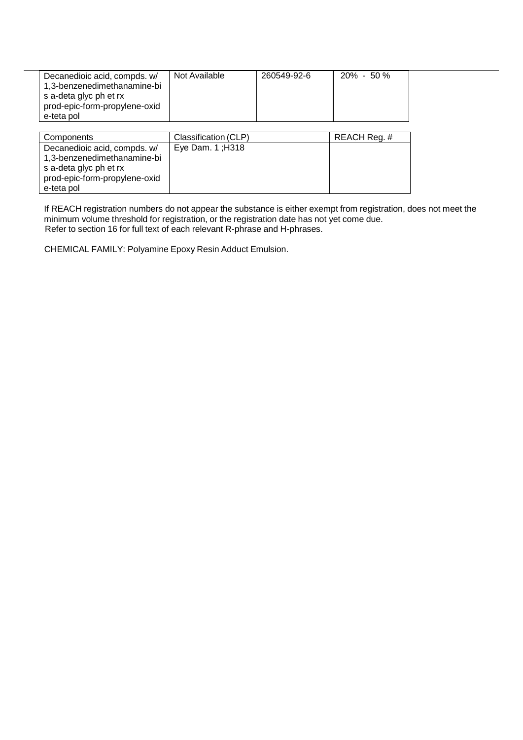| Decanedioic acid, compds. w/ 1,3-benzenedimethanamine-bis a-deta glyc ph et rx prod-epic-form-propylene-oxide-teta pol | Not Available | 260549-92-6 | 20% - 50 % |
| --- | --- | --- | --- |

| Components | Classification (CLP) | REACH Reg. # |
| --- | --- | --- |
| Decanedioic acid, compds. w/ 1,3-benzenedimethanamine-bis a-deta glyc ph et rx prod-epic-form-propylene-oxide-teta pol | Eye Dam. 1 ;H318 | |

If REACH registration numbers do not appear the substance is either exempt from registration, does not meet the minimum volume threshold for registration, or the registration date has not yet come due.
Refer to section 16 for full text of each relevant R-phrase and H-phrases.

CHEMICAL FAMILY: Polyamine Epoxy Resin Adduct Emulsion.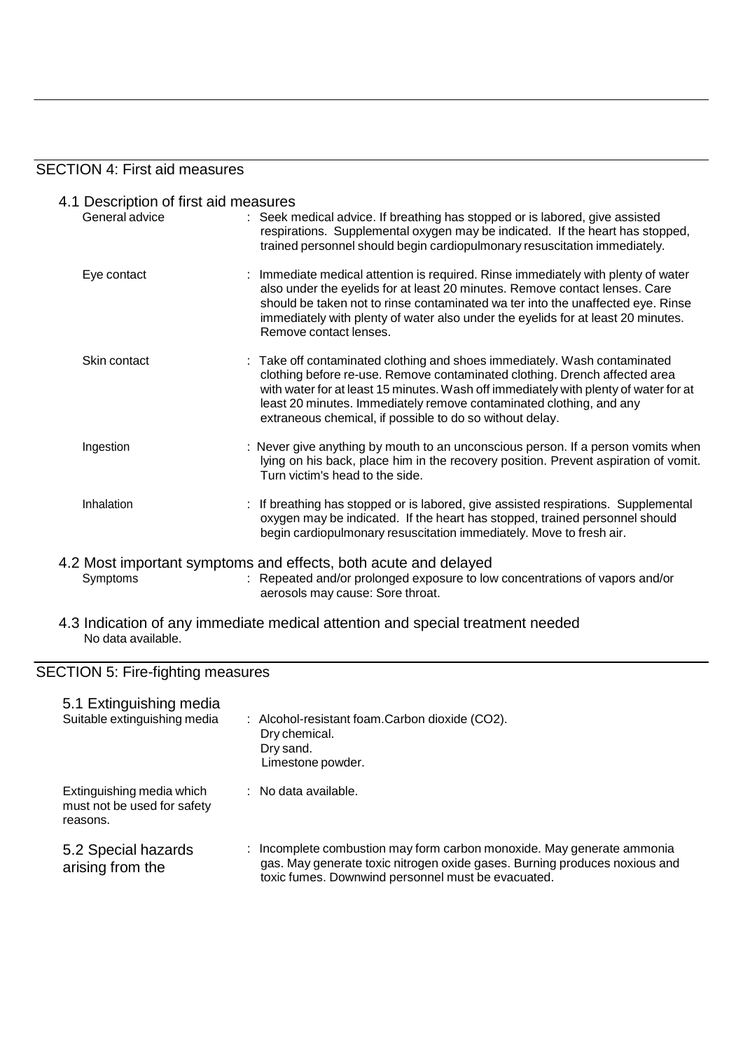## SECTION 4: First aid measures

### 4.1 Description of first aid measures

**General advice** : Seek medical advice. If breathing has stopped or is labored, give assisted respirations. Supplemental oxygen may be indicated. If the heart has stopped, trained personnel should begin cardiopulmonary resuscitation immediately.

**Eye contact** : Immediate medical attention is required. Rinse immediately with plenty of water also under the eyelids for at least 20 minutes. Remove contact lenses. Care should be taken not to rinse contaminated wa ter into the unaffected eye. Rinse immediately with plenty of water also under the eyelids for at least 20 minutes. Remove contact lenses.

**Skin contact** : Take off contaminated clothing and shoes immediately. Wash contaminated clothing before re-use. Remove contaminated clothing. Drench affected area with water for at least 15 minutes. Wash off immediately with plenty of water for at least 20 minutes. Immediately remove contaminated clothing, and any extraneous chemical, if possible to do so without delay.

**Ingestion** : Never give anything by mouth to an unconscious person. If a person vomits when lying on his back, place him in the recovery position. Prevent aspiration of vomit. Turn victim's head to the side.

**Inhalation** : If breathing has stopped or is labored, give assisted respirations. Supplemental oxygen may be indicated. If the heart has stopped, trained personnel should begin cardiopulmonary resuscitation immediately. Move to fresh air.

### 4.2 Most important symptoms and effects, both acute and delayed

**Symptoms** : Repeated and/or prolonged exposure to low concentrations of vapors and/or aerosols may cause: Sore throat.

### 4.3 Indication of any immediate medical attention and special treatment needed

No data available.

## SECTION 5: Fire-fighting measures

### 5.1 Extinguishing media

**Suitable extinguishing media** : Alcohol-resistant foam.Carbon dioxide ($CO_2$).
Dry chemical.
Dry sand.
Limestone powder.

**Extinguishing media which must not be used for safety reasons.** : No data available.

### 5.2 Special hazards arising from the

: Incomplete combustion may form carbon monoxide. May generate ammonia gas. May generate toxic nitrogen oxide gases. Burning produces noxious and toxic fumes. Downwind personnel must be evacuated.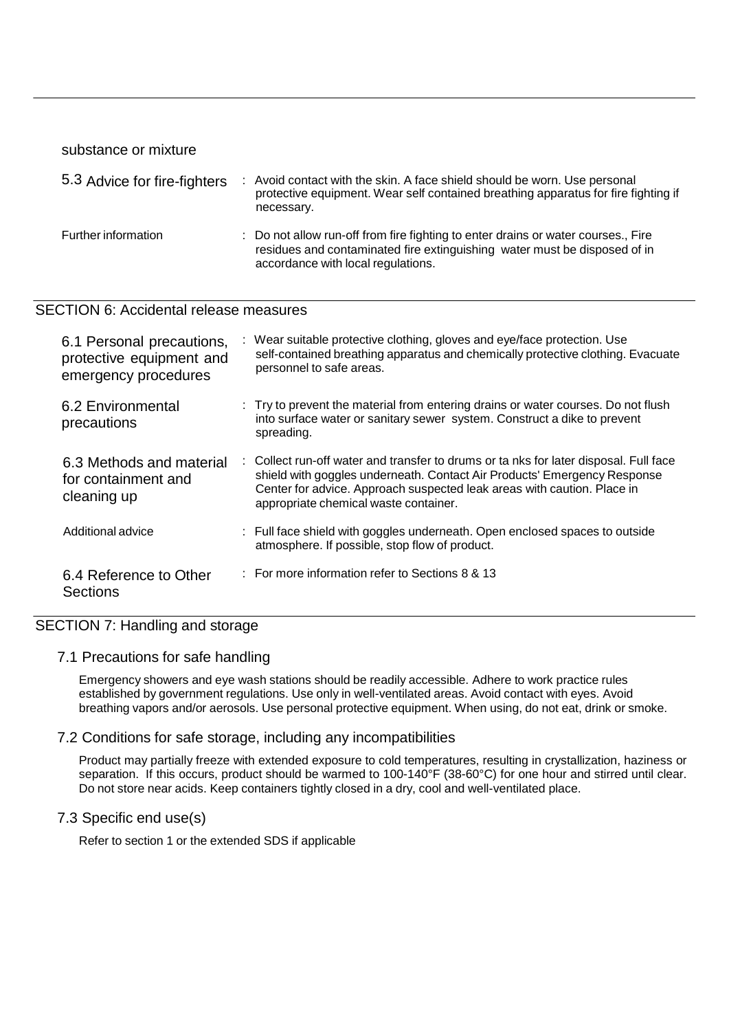substance or mixture

| | |
|---|---|
| 5.3 Advice for fire-fighters | : Avoid contact with the skin. A face shield should be worn. Use personal protective equipment. Wear self contained breathing apparatus for fire fighting if necessary. |
| Further information | : Do not allow run-off from fire fighting to enter drains or water courses., Fire residues and contaminated fire extinguishing water must be disposed of in accordance with local regulations. |

## SECTION 6: Accidental release measures

| | |
|---|---|
| 6.1 Personal precautions, protective equipment and emergency procedures | : Wear suitable protective clothing, gloves and eye/face protection. Use self-contained breathing apparatus and chemically protective clothing. Evacuate personnel to safe areas. |
| 6.2 Environmental precautions | : Try to prevent the material from entering drains or water courses. Do not flush into surface water or sanitary sewer system. Construct a dike to prevent spreading. |
| 6.3 Methods and material for containment and cleaning up | : Collect run-off water and transfer to drums or ta nks for later disposal. Full face shield with goggles underneath. Contact Air Products' Emergency Response Center for advice. Approach suspected leak areas with caution. Place in appropriate chemical waste container. |
| Additional advice | : Full face shield with goggles underneath. Open enclosed spaces to outside atmosphere. If possible, stop flow of product. |
| 6.4 Reference to Other Sections | : For more information refer to Sections 8 & 13 |

## SECTION 7: Handling and storage

### 7.1 Precautions for safe handling

Emergency showers and eye wash stations should be readily accessible. Adhere to work practice rules established by government regulations. Use only in well-ventilated areas. Avoid contact with eyes. Avoid breathing vapors and/or aerosols. Use personal protective equipment. When using, do not eat, drink or smoke.

### 7.2 Conditions for safe storage, including any incompatibilities

Product may partially freeze with extended exposure to cold temperatures, resulting in crystallization, haziness or separation. If this occurs, product should be warmed to 100-140°F (38-60°C) for one hour and stirred until clear. Do not store near acids. Keep containers tightly closed in a dry, cool and well-ventilated place.

### 7.3 Specific end use(s)

Refer to section 1 or the extended SDS if applicable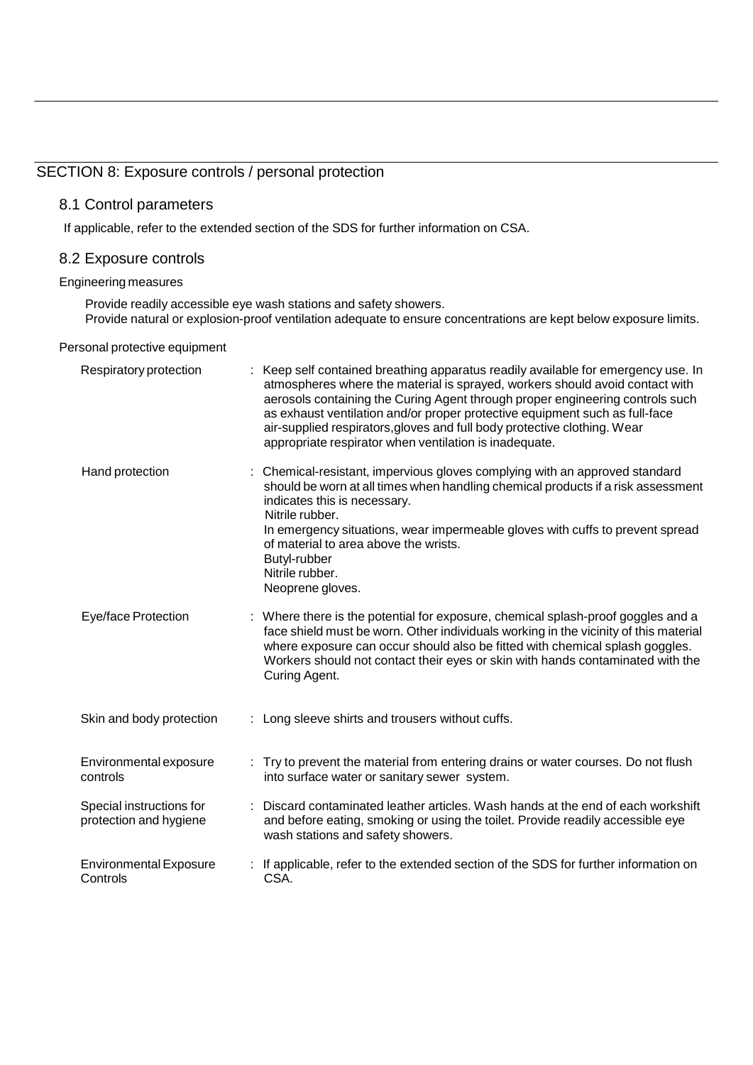## SECTION 8: Exposure controls / personal protection

### 8.1 Control parameters

If applicable, refer to the extended section of the SDS for further information on CSA.

### 8.2 Exposure controls

Engineering measures

Provide readily accessible eye wash stations and safety showers.
Provide natural or explosion-proof ventilation adequate to ensure concentrations are kept below exposure limits.

Personal protective equipment

| | |
|---|---|
| Respiratory protection | : Keep self contained breathing apparatus readily available for emergency use. In atmospheres where the material is sprayed, workers should avoid contact with aerosols containing the Curing Agent through proper engineering controls such as exhaust ventilation and/or proper protective equipment such as full-face air-supplied respirators,gloves and full body protective clothing. Wear appropriate respirator when ventilation is inadequate. |
| Hand protection | : Chemical-resistant, impervious gloves complying with an approved standard should be worn at all times when handling chemical products if a risk assessment indicates this is necessary.<br>Nitrile rubber.<br>In emergency situations, wear impermeable gloves with cuffs to prevent spread of material to area above the wrists.<br>Butyl-rubber<br>Nitrile rubber.<br>Neoprene gloves. |
| Eye/face Protection | : Where there is the potential for exposure, chemical splash-proof goggles and a face shield must be worn. Other individuals working in the vicinity of this material where exposure can occur should also be fitted with chemical splash goggles. Workers should not contact their eyes or skin with hands contaminated with the Curing Agent. |
| Skin and body protection | : Long sleeve shirts and trousers without cuffs. |
| Environmental exposure controls | : Try to prevent the material from entering drains or water courses. Do not flush into surface water or sanitary sewer system. |
| Special instructions for protection and hygiene | : Discard contaminated leather articles. Wash hands at the end of each workshift and before eating, smoking or using the toilet. Provide readily accessible eye wash stations and safety showers. |
| Environmental Exposure Controls | : If applicable, refer to the extended section of the SDS for further information on CSA. |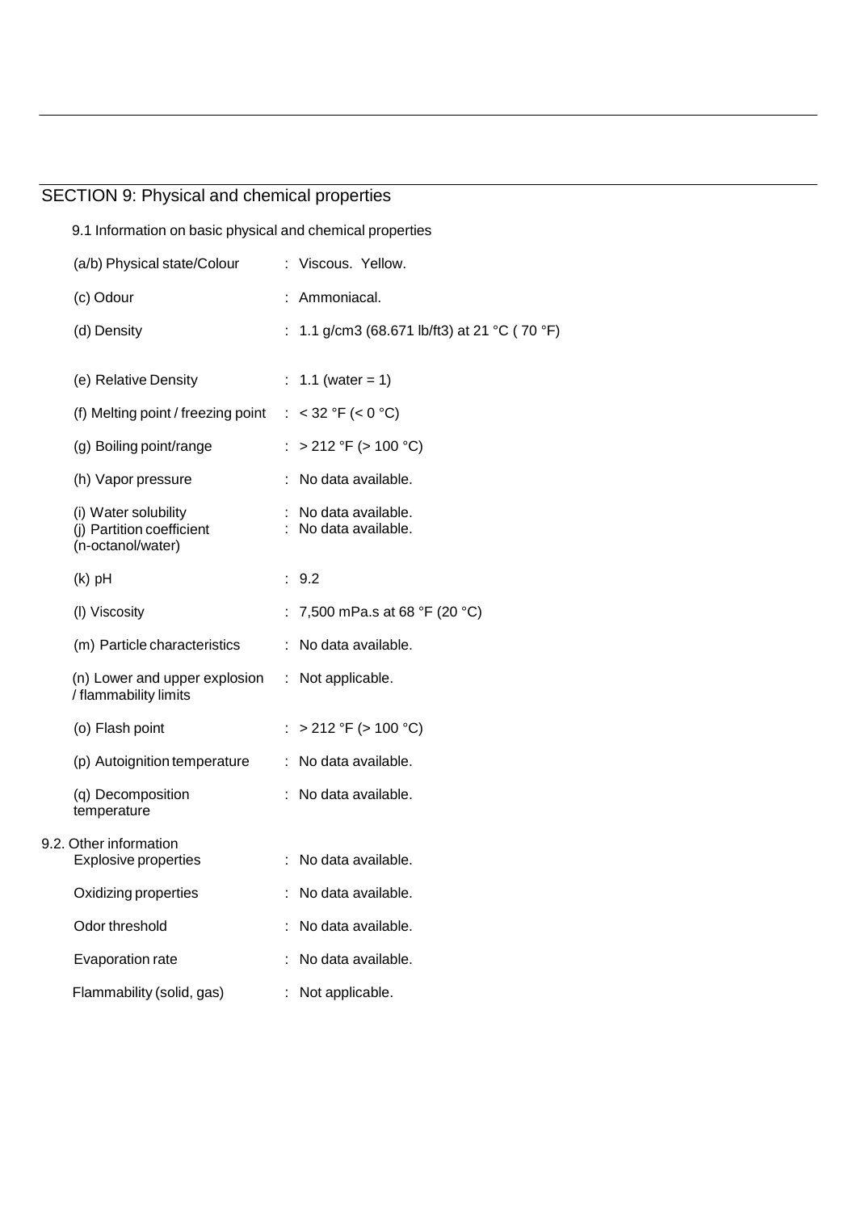## SECTION 9: Physical and chemical properties

9.1 Information on basic physical and chemical properties

| | |
|---|---|
| (a/b) Physical state/Colour | : Viscous. Yellow. |
| (c) Odour | : Ammoniacal. |
| (d) Density | : 1.1 g/cm3 (68.671 lb/ft3) at 21 °C ( 70 °F) |
| (e) Relative Density | : 1.1 (water = 1) |
| (f) Melting point / freezing point | : < 32 °F (< 0 °C) |
| (g) Boiling point/range | : > 212 °F (> 100 °C) |
| (h) Vapor pressure | : No data available. |
| (i) Water solubility | : No data available. |
| (j) Partition coefficient (n-octanol/water) | : No data available. |
| (k) pH | : 9.2 |
| (l) Viscosity | : 7,500 mPa.s at 68 °F (20 °C) |
| (m) Particle characteristics | : No data available. |
| (n) Lower and upper explosion / flammability limits | : Not applicable. |
| (o) Flash point | : > 212 °F (> 100 °C) |
| (p) Autoignition temperature | : No data available. |
| (q) Decomposition temperature | : No data available. |

9.2. Other information

| | |
|---|---|
| Explosive properties | : No data available. |
| Oxidizing properties | : No data available. |
| Odor threshold | : No data available. |
| Evaporation rate | : No data available. |
| Flammability (solid, gas) | : Not applicable. |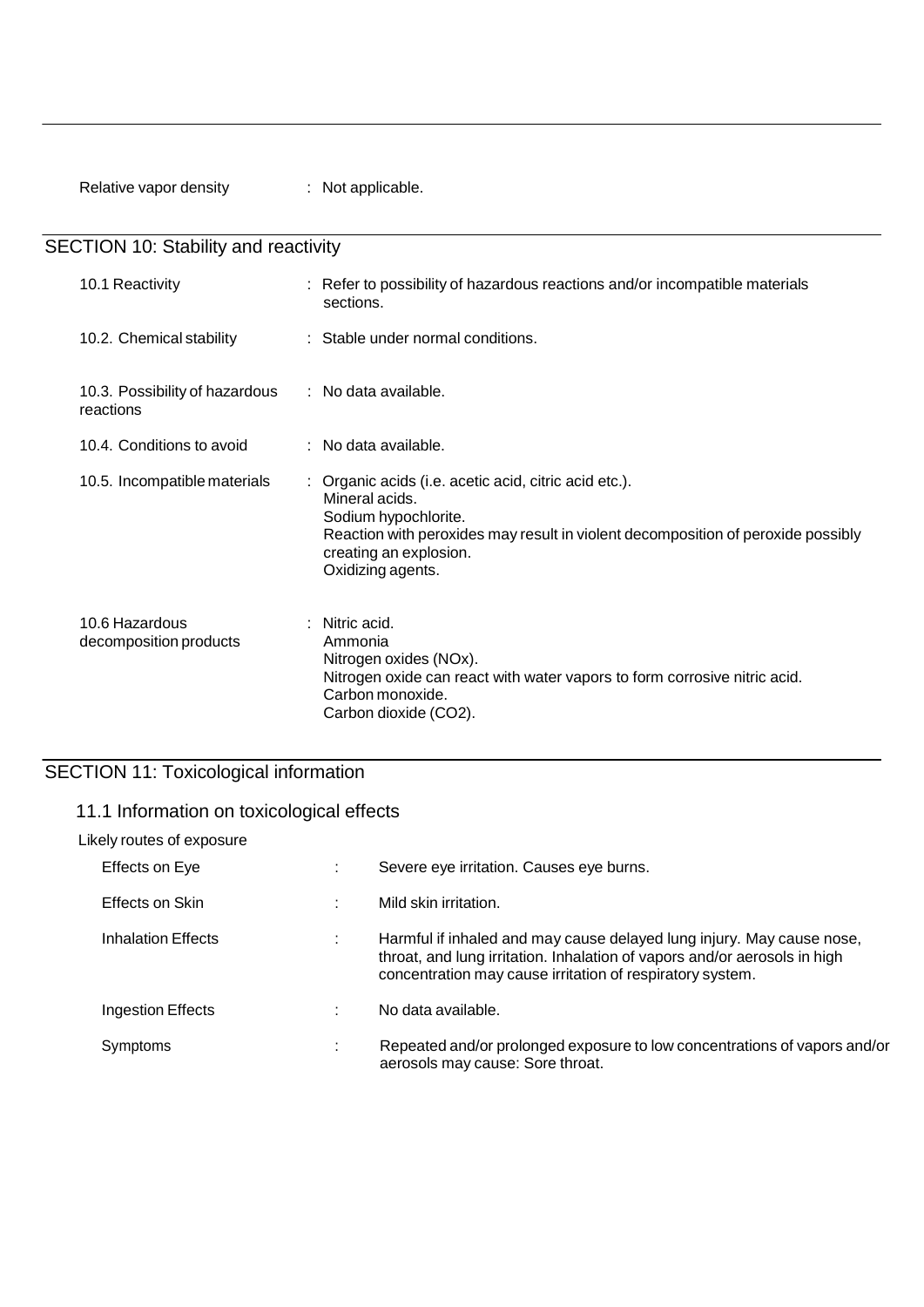Relative vapor density : Not applicable.

## SECTION 10: Stability and reactivity

| | |
|---|---|
| 10.1 Reactivity | : Refer to possibility of hazardous reactions and/or incompatible materials sections. |
| 10.2. Chemical stability | : Stable under normal conditions. |
| 10.3. Possibility of hazardous reactions | : No data available. |
| 10.4. Conditions to avoid | : No data available. |
| 10.5. Incompatible materials | : Organic acids (i.e. acetic acid, citric acid etc.).<br>Mineral acids.<br>Sodium hypochlorite.<br>Reaction with peroxides may result in violent decomposition of peroxide possibly creating an explosion.<br>Oxidizing agents. |
| 10.6 Hazardous decomposition products | : Nitric acid.<br>Ammonia<br>Nitrogen oxides (NOx).<br>Nitrogen oxide can react with water vapors to form corrosive nitric acid.<br>Carbon monoxide.<br>Carbon dioxide ($CO_2$). |

## SECTION 11: Toxicological information

### 11.1 Information on toxicological effects

Likely routes of exposure

| | | |
|---|---|---|
| Effects on Eye | : | Severe eye irritation. Causes eye burns. |
| Effects on Skin | : | Mild skin irritation. |
| Inhalation Effects | : | Harmful if inhaled and may cause delayed lung injury. May cause nose, throat, and lung irritation. Inhalation of vapors and/or aerosols in high concentration may cause irritation of respiratory system. |
| Ingestion Effects | : | No data available. |
| Symptoms | : | Repeated and/or prolonged exposure to low concentrations of vapors and/or aerosols may cause: Sore throat. |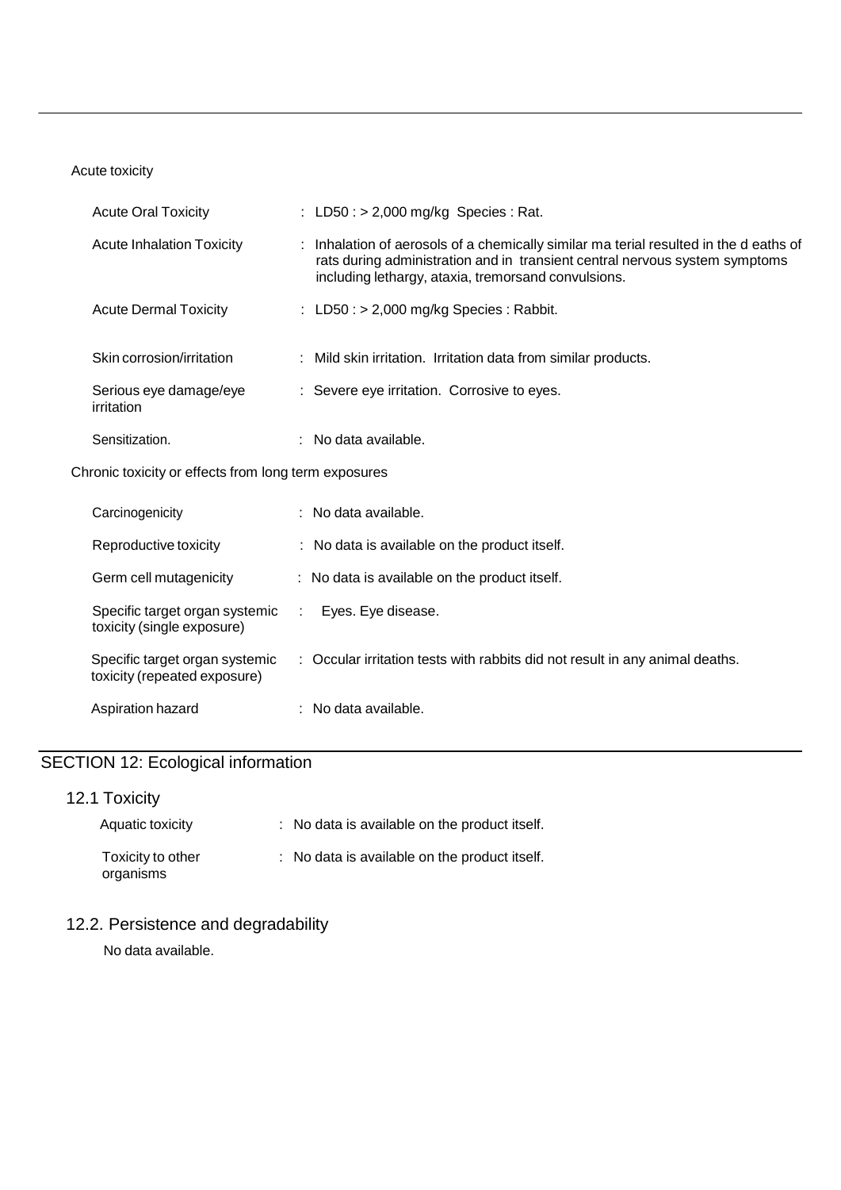Acute toxicity

| | |
|---|---|
| Acute Oral Toxicity | : LD50 : > 2,000 mg/kg Species : Rat. |
| Acute Inhalation Toxicity | : Inhalation of aerosols of a chemically similar ma terial resulted in the d eaths of rats during administration and in transient central nervous system symptoms including lethargy, ataxia, tremorsand convulsions. |
| Acute Dermal Toxicity | : LD50 : > 2,000 mg/kg Species : Rabbit. |
| Skin corrosion/irritation | : Mild skin irritation. Irritation data from similar products. |
| Serious eye damage/eye irritation | : Severe eye irritation. Corrosive to eyes. |
| Sensitization. | : No data available. |

Chronic toxicity or effects from long term exposures

| | |
|---|---|
| Carcinogenicity | : No data available. |
| Reproductive toxicity | : No data is available on the product itself. |
| Germ cell mutagenicity | : No data is available on the product itself. |
| Specific target organ systemic toxicity (single exposure) | : Eyes. Eye disease. |
| Specific target organ systemic toxicity (repeated exposure) | : Occular irritation tests with rabbits did not result in any animal deaths. |
| Aspiration hazard | : No data available. |

## SECTION 12: Ecological information

### 12.1 Toxicity

| | |
|---|---|
| Aquatic toxicity | : No data is available on the product itself. |
| Toxicity to other organisms | : No data is available on the product itself. |

### 12.2. Persistence and degradability

No data available.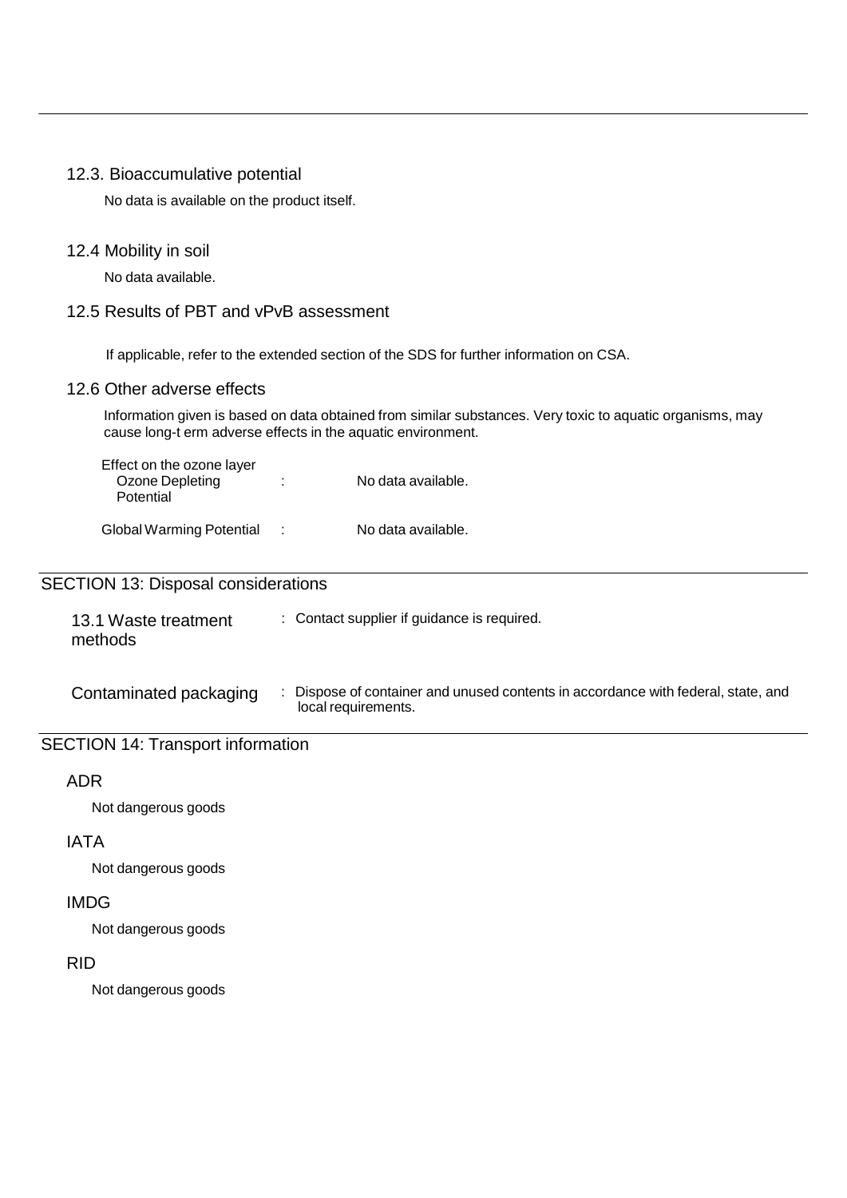### 12.3. Bioaccumulative potential

No data is available on the product itself.

### 12.4 Mobility in soil

No data available.

### 12.5 Results of PBT and vPvB assessment

If applicable, refer to the extended section of the SDS for further information on CSA.

### 12.6 Other adverse effects

Information given is based on data obtained from similar substances. Very toxic to aquatic organisms, may cause long-t erm adverse effects in the aquatic environment.

Effect on the ozone layer

| | | |
|---|---|---|
| Ozone Depleting Potential | : | No data available. |
| Global Warming Potential | : | No data available. |

## SECTION 13: Disposal considerations

| | | |
|---|---|---|
| 13.1 Waste treatment methods | : | Contact supplier if guidance is required. |
| Contaminated packaging | : | Dispose of container and unused contents in accordance with federal, state, and local requirements. |

## SECTION 14: Transport information

### ADR

Not dangerous goods

### IATA

Not dangerous goods

### IMDG

Not dangerous goods

### RID

Not dangerous goods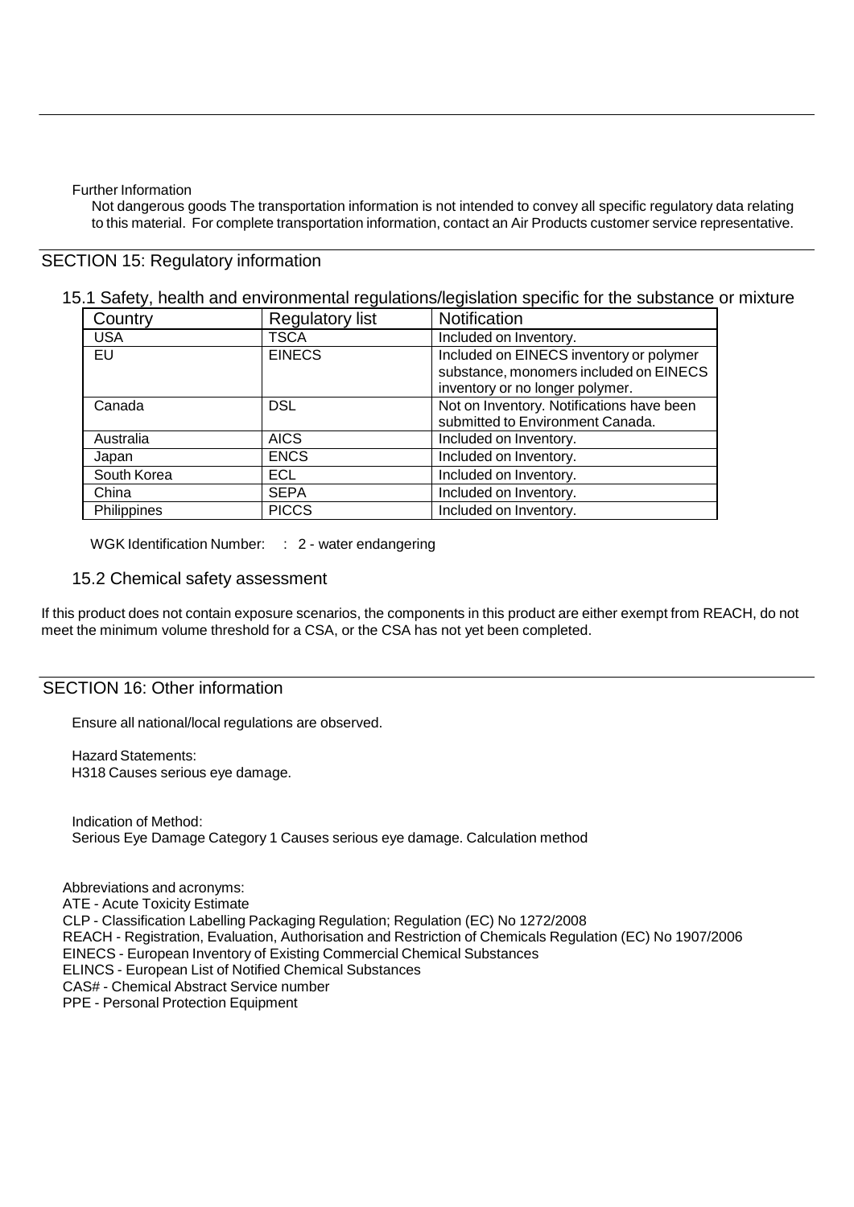Further Information

Not dangerous goods The transportation information is not intended to convey all specific regulatory data relating to this material. For complete transportation information, contact an Air Products customer service representative.

## SECTION 15: Regulatory information

### 15.1 Safety, health and environmental regulations/legislation specific for the substance or mixture

| Country | Regulatory list | Notification |
|---|---|---|
| USA | TSCA | Included on Inventory. |
| EU | EINECS | Included on EINECS inventory or polymer substance, monomers included on EINECS inventory or no longer polymer. |
| Canada | DSL | Not on Inventory. Notifications have been submitted to Environment Canada. |
| Australia | AICS | Included on Inventory. |
| Japan | ENCS | Included on Inventory. |
| South Korea | ECL | Included on Inventory. |
| China | SEPA | Included on Inventory. |
| Philippines | PICCS | Included on Inventory. |

WGK Identification Number: : 2 - water endangering

### 15.2 Chemical safety assessment

If this product does not contain exposure scenarios, the components in this product are either exempt from REACH, do not meet the minimum volume threshold for a CSA, or the CSA has not yet been completed.

## SECTION 16: Other information

Ensure all national/local regulations are observed.

Hazard Statements:
H318 Causes serious eye damage.

Indication of Method:
Serious Eye Damage Category 1 Causes serious eye damage. Calculation method

Abbreviations and acronyms:
ATE - Acute Toxicity Estimate
CLP - Classification Labelling Packaging Regulation; Regulation (EC) No 1272/2008
REACH - Registration, Evaluation, Authorisation and Restriction of Chemicals Regulation (EC) No 1907/2006
EINECS - European Inventory of Existing Commercial Chemical Substances
ELINCS - European List of Notified Chemical Substances
CAS# - Chemical Abstract Service number
PPE - Personal Protection Equipment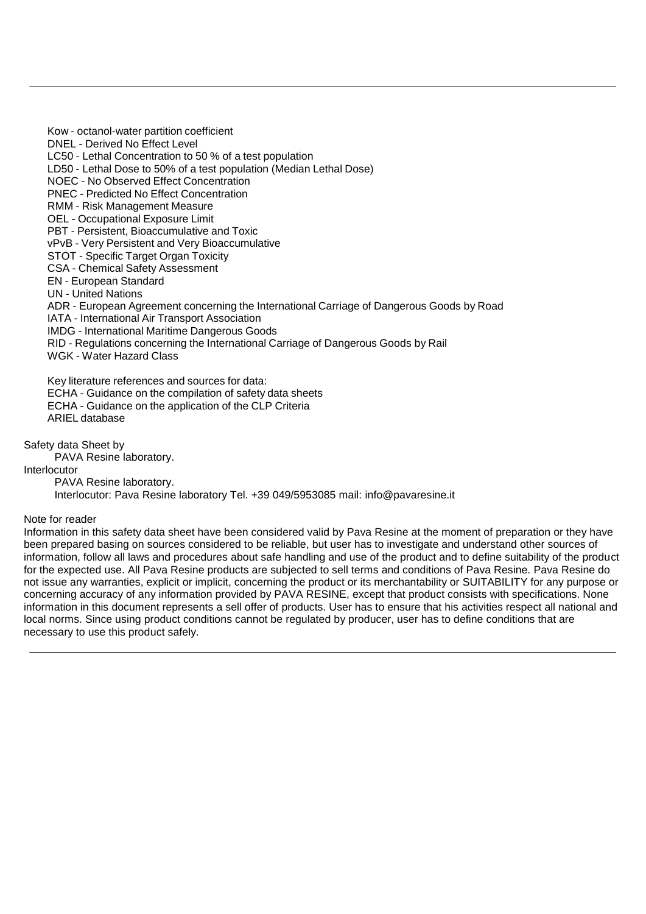Kow - octanol-water partition coefficient
DNEL - Derived No Effect Level
LC50 - Lethal Concentration to 50 % of a test population
LD50 - Lethal Dose to 50% of a test population (Median Lethal Dose)
NOEC - No Observed Effect Concentration
PNEC - Predicted No Effect Concentration
RMM - Risk Management Measure
OEL - Occupational Exposure Limit
PBT - Persistent, Bioaccumulative and Toxic
vPvB - Very Persistent and Very Bioaccumulative
STOT - Specific Target Organ Toxicity
CSA - Chemical Safety Assessment
EN - European Standard
UN - United Nations
ADR - European Agreement concerning the International Carriage of Dangerous Goods by Road
IATA - International Air Transport Association
IMDG - International Maritime Dangerous Goods
RID - Regulations concerning the International Carriage of Dangerous Goods by Rail
WGK - Water Hazard Class

Key literature references and sources for data:
ECHA - Guidance on the compilation of safety data sheets
ECHA - Guidance on the application of the CLP Criteria
ARIEL database

Safety data Sheet by
PAVA Resine laboratory.

Interlocutor
PAVA Resine laboratory.
Interlocutor: Pava Resine laboratory Tel. +39 049/5953085 mail: info@pavaresine.it

Note for reader

Information in this safety data sheet have been considered valid by Pava Resine at the moment of preparation or they have been prepared basing on sources considered to be reliable, but user has to investigate and understand other sources of information, follow all laws and procedures about safe handling and use of the product and to define suitability of the product for the expected use. All Pava Resine products are subjected to sell terms and conditions of Pava Resine. Pava Resine do not issue any warranties, explicit or implicit, concerning the product or its merchantability or SUITABILITY for any purpose or concerning accuracy of any information provided by PAVA RESINE, except that product consists with specifications. None information in this document represents a sell offer of products. User has to ensure that his activities respect all national and local norms. Since using product conditions cannot be regulated by producer, user has to define conditions that are necessary to use this product safely.